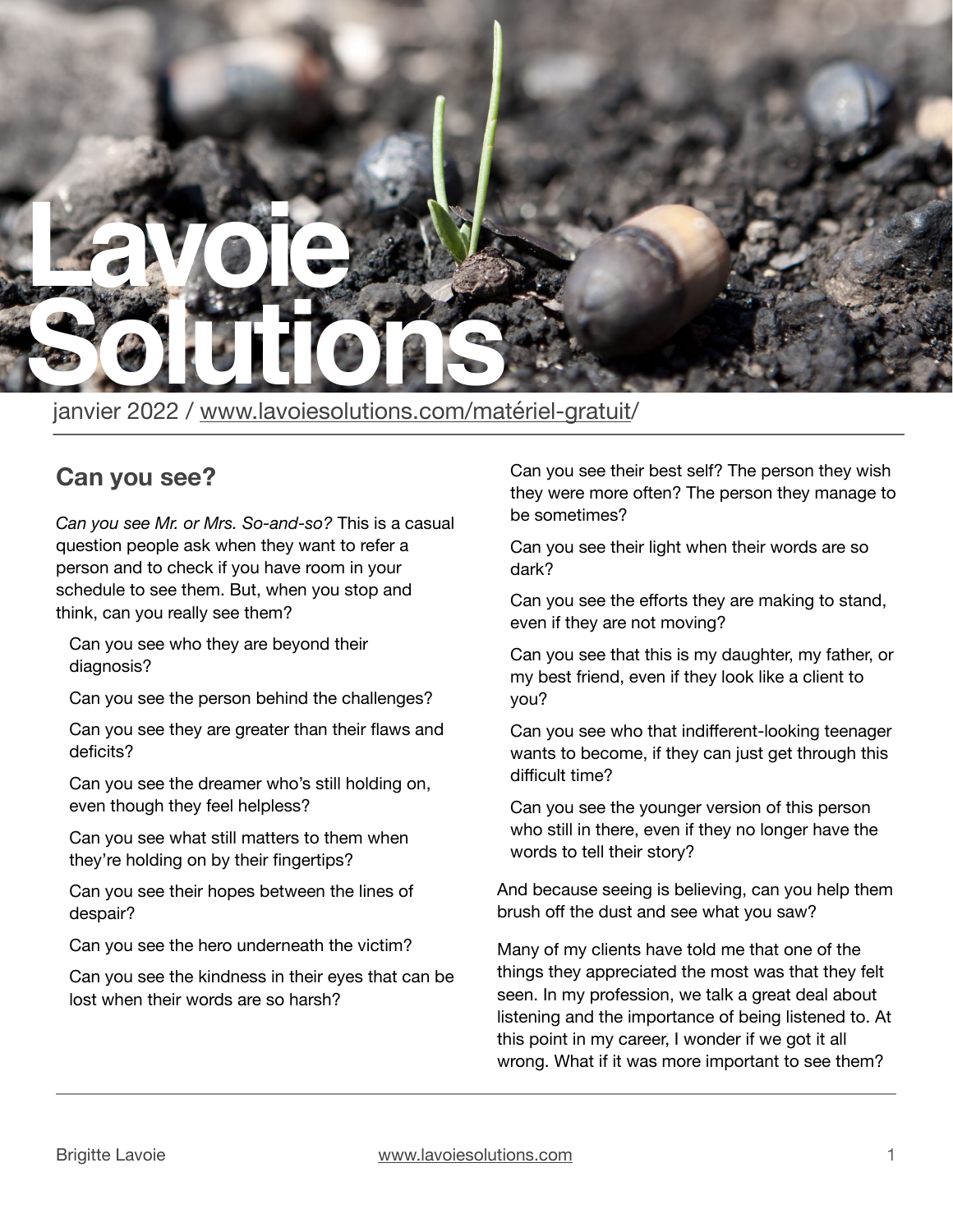# Lavoie Solutions

janvier 2022 / [www.lavoiesolutions.com/matériel-gratuit/](www.lavoiesolutions.com/matériel-gratuit/)

## Can you see?

*Can you see Mr. or Mrs. So-and-so?* This is a casual question people ask when they want to refer a person and to check if you have room in your schedule to see them. But, when you stop and think, can you really see them?

Can you see who they are beyond their diagnosis?

Can you see the person behind the challenges?

Can you see they are greater than their flaws and deficits?

Can you see the dreamer who's still holding on, even though they feel helpless?

Can you see what still matters to them when they're holding on by their fingertips?

Can you see their hopes between the lines of despair?

Can you see the hero underneath the victim?

Can you see the kindness in their eyes that can be lost when their words are so harsh?

Can you see their best self? The person they wish they were more often? The person they manage to be sometimes?

Can you see their light when their words are so dark?

Can you see the efforts they are making to stand, even if they are not moving?

Can you see that this is my daughter, my father, or my best friend, even if they look like a client to you?

Can you see who that indifferent-looking teenager wants to become, if they can just get through this difficult time?

Can you see the younger version of this person who still in there, even if they no longer have the words to tell their story?

And because seeing is believing, can you help them brush off the dust and see what you saw?

Many of my clients have told me that one of the things they appreciated the most was that they felt seen. In my profession, we talk a great deal about listening and the importance of being listened to. At this point in my career, I wonder if we got it all wrong. What if it was more important to see them?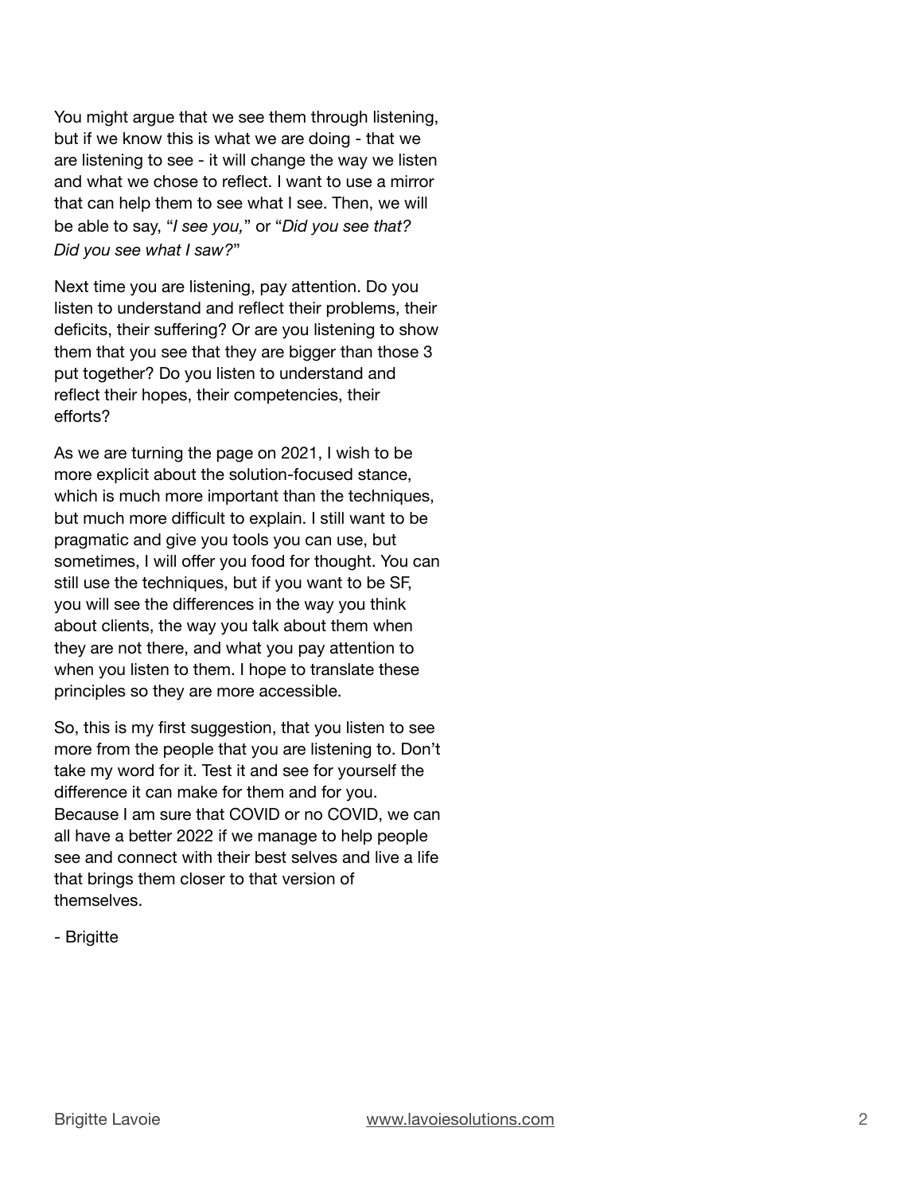You might argue that we see them through listening, but if we know this is what we are doing - that we are listening to see - it will change the way we listen and what we chose to reflect. I want to use a mirror that can help them to see what I see. Then, we will be able to say, "*I see you,*" or "*Did you see that? Did you see what I saw?*"

Next time you are listening, pay attention. Do you listen to understand and reflect their problems, their deficits, their suffering? Or are you listening to show them that you see that they are bigger than those 3 put together? Do you listen to understand and reflect their hopes, their competencies, their efforts?

As we are turning the page on 2021, I wish to be more explicit about the solution-focused stance, which is much more important than the techniques, but much more difficult to explain. I still want to be pragmatic and give you tools you can use, but sometimes, I will offer you food for thought. You can still use the techniques, but if you want to be SF, you will see the differences in the way you think about clients, the way you talk about them when they are not there, and what you pay attention to when you listen to them. I hope to translate these principles so they are more accessible.

So, this is my first suggestion, that you listen to see more from the people that you are listening to. Don't take my word for it. Test it and see for yourself the difference it can make for them and for you. Because I am sure that COVID or no COVID, we can all have a better 2022 if we manage to help people see and connect with their best selves and live a life that brings them closer to that version of themselves.

- Brigitte